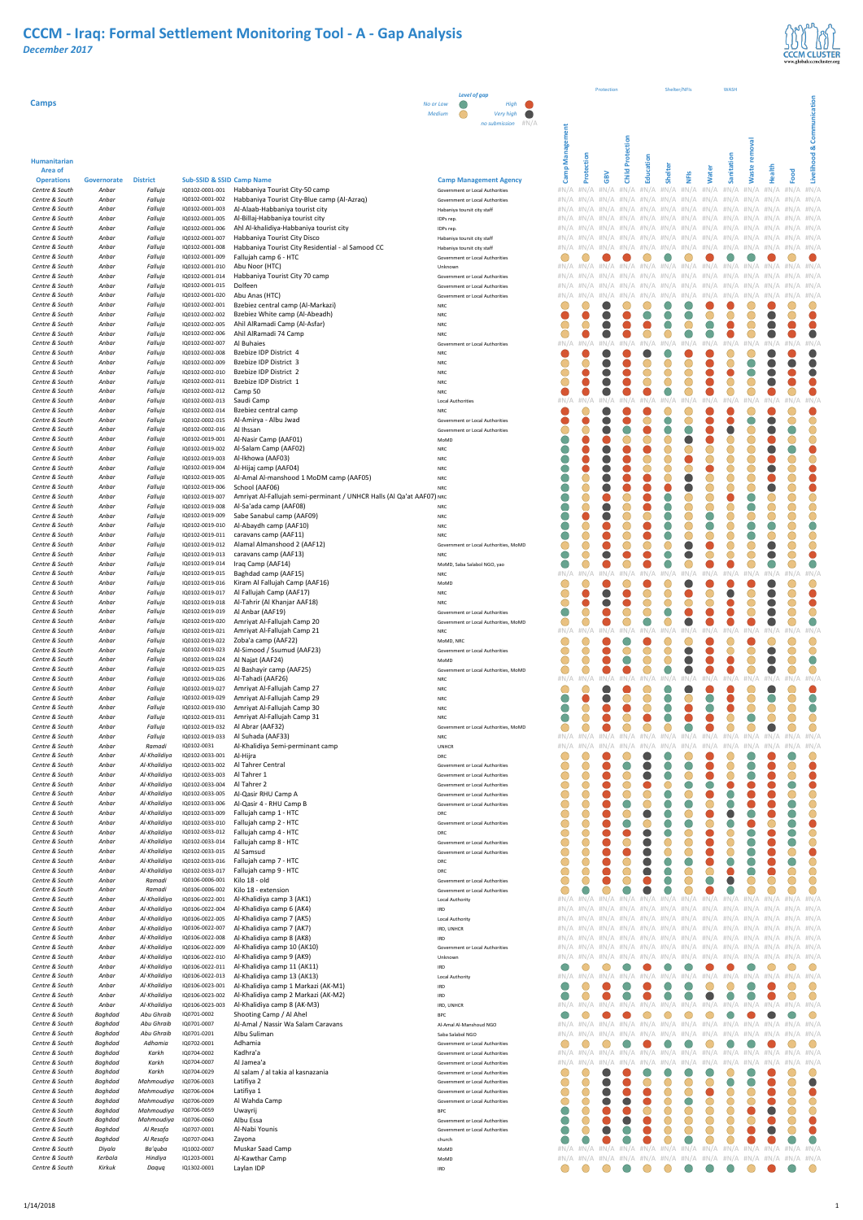# CCCM - Iraq: Formal Settlement Monitoring Tool - A - Gap Analysis

*December 2017*

## Camps

**Level of gap:** No or Low · Medium · High · Very high · no submission #N/A

Gap levels are shown as coloured dots. Cells for those dots are left blank below. #N/A marks no submission.

| Humanitarian Area of Operations | Governorate | District | Sub-SSID & SSID | Camp Name | Camp Management Agency | Camp Management | Protection | GBV | Child Protection | Education | Shelter | NFIs | Water | Sanitation | Waste removal | Health | Food | Livelihood & Communication |
|---|---|---|---|---|---|---|---|---|---|---|---|---|---|---|---|---|---|---|
| | | | | | | | Protection | | | | Shelter/NFIs | | WASH | | | | | |
| Centre & South | Anbar | Falluja | IQ0102-0001-001 | Habbaniya Tourist City-50 camp | Government or Local Authorities | #N/A | #N/A | #N/A | #N/A | #N/A | #N/A | #N/A | #N/A | #N/A | #N/A | #N/A | #N/A | #N/A |
| Centre & South | Anbar | Falluja | IQ0102-0001-002 | Habbaniya Tourist City-Blue camp (Al-Azraq) | Government or Local Authorities | #N/A | #N/A | #N/A | #N/A | #N/A | #N/A | #N/A | #N/A | #N/A | #N/A | #N/A | #N/A | #N/A |
| Centre & South | Anbar | Falluja | IQ0102-0001-003 | Al-Alaab-Habbaniya tourist city | Habaniya tourist city staff | #N/A | #N/A | #N/A | #N/A | #N/A | #N/A | #N/A | #N/A | #N/A | #N/A | #N/A | #N/A | #N/A |
| Centre & South | Anbar | Falluja | IQ0102-0001-005 | Al-Billaj-Habbaniya tourist city | IDPs rep. | #N/A | #N/A | #N/A | #N/A | #N/A | #N/A | #N/A | #N/A | #N/A | #N/A | #N/A | #N/A | #N/A |
| Centre & South | Anbar | Falluja | IQ0102-0001-006 | Ahl Al-khalidiya-Habbaniya tourist city | IDPs rep. | #N/A | #N/A | #N/A | #N/A | #N/A | #N/A | #N/A | #N/A | #N/A | #N/A | #N/A | #N/A | #N/A |
| Centre & South | Anbar | Falluja | IQ0102-0001-007 | Habbaniya Tourist City Disco | Habaniya tourist city staff | #N/A | #N/A | #N/A | #N/A | #N/A | #N/A | #N/A | #N/A | #N/A | #N/A | #N/A | #N/A | #N/A |
| Centre & South | Anbar | Falluja | IQ0102-0001-008 | Habbaniya Tourist City Residential - al Samood CC | Habaniya tourist city staff | #N/A | #N/A | #N/A | #N/A | #N/A | #N/A | #N/A | #N/A | #N/A | #N/A | #N/A | #N/A | #N/A |
| Centre & South | Anbar | Falluja | IQ0102-0001-009 | Fallujah camp 6 - HTC | Government or Local Authorities | | | | | | | | | | | | | |
| Centre & South | Anbar | Falluja | IQ0102-0001-010 | Abu Noor (HTC) | Unknown | #N/A | #N/A | #N/A | #N/A | #N/A | #N/A | #N/A | #N/A | #N/A | #N/A | #N/A | #N/A | #N/A |
| Centre & South | Anbar | Falluja | IQ0102-0001-014 | Habbaniya Tourist City 70 camp | Government or Local Authorities | #N/A | #N/A | #N/A | #N/A | #N/A | #N/A | #N/A | #N/A | #N/A | #N/A | #N/A | #N/A | #N/A |
| Centre & South | Anbar | Falluja | IQ0102-0001-015 | Dolfeen | Government or Local Authorities | #N/A | #N/A | #N/A | #N/A | #N/A | #N/A | #N/A | #N/A | #N/A | #N/A | #N/A | #N/A | #N/A |
| Centre & South | Anbar | Falluja | IQ0102-0001-020 | Abu Anas (HTC) | Government or Local Authorities | #N/A | #N/A | #N/A | #N/A | #N/A | #N/A | #N/A | #N/A | #N/A | #N/A | #N/A | #N/A | #N/A |
| Centre & South | Anbar | Falluja | IQ0102-0002-001 | Bzebiez central camp (Al-Markazi) | NRC | | | | | | | | | | | | | |
| Centre & South | Anbar | Falluja | IQ0102-0002-002 | Bzebiez White camp (Al-Abeadh) | NRC | | | | | | | | | | | | | |
| Centre & South | Anbar | Falluja | IQ0102-0002-005 | Ahil AlRamadi Camp (Al-Asfar) | NRC | | | | | | | | | | | | | |
| Centre & South | Anbar | Falluja | IQ0102-0002-006 | Ahil AlRamadi 74 Camp | NRC | | | | | | | | | | | | | |
| Centre & South | Anbar | Falluja | IQ0102-0002-007 | Al Buhaies | Government or Local Authorities | #N/A | #N/A | #N/A | #N/A | #N/A | #N/A | #N/A | #N/A | #N/A | #N/A | #N/A | #N/A | #N/A |
| Centre & South | Anbar | Falluja | IQ0102-0002-008 | Bzebize IDP District 4 | NRC | | | | | | | | | | | | | |
| Centre & South | Anbar | Falluja | IQ0102-0002-009 | Bzebize IDP District 3 | NRC | | | | | | | | | | | | | |
| Centre & South | Anbar | Falluja | IQ0102-0002-010 | Bzebize IDP District 2 | NRC | | | | | | | | | | | | | |
| Centre & South | Anbar | Falluja | IQ0102-0002-011 | Bzebize IDP District 1 | NRC | | | | | | | | | | | | | |
| Centre & South | Anbar | Falluja | IQ0102-0002-012 | Camp 50 | NRC | | | | | | | | | | | | | |
| Centre & South | Anbar | Falluja | IQ0102-0002-013 | Saudi Camp | Local Authorities | #N/A | #N/A | #N/A | #N/A | #N/A | #N/A | #N/A | #N/A | #N/A | #N/A | #N/A | #N/A | #N/A |
| Centre & South | Anbar | Falluja | IQ0102-0002-014 | Bzebiez central camp | NRC | | | | | | | | | | | | | |
| Centre & South | Anbar | Falluja | IQ0102-0002-015 | Al-Amirya - Albu Jwad | Government or Local Authorities | | | | | | | | | | | | | |
| Centre & South | Anbar | Falluja | IQ0102-0002-016 | Al Ihssan | Government or Local Authorities | | | | | | | | | | | | | |
| Centre & South | Anbar | Falluja | IQ0102-0019-001 | Al-Nasir Camp (AAF01) | MoMD | | | | | | | | | | | | | |
| Centre & South | Anbar | Falluja | IQ0102-0019-002 | Al-Salam Camp (AAF02) | NRC | | | | | | | | | | | | | |
| Centre & South | Anbar | Falluja | IQ0102-0019-003 | Al-Ikhowa (AAF03) | NRC | | | | | | | | | | | | | |
| Centre & South | Anbar | Falluja | IQ0102-0019-004 | Al-Hijaj camp (AAF04) | NRC | | | | | | | | | | | | | |
| Centre & South | Anbar | Falluja | IQ0102-0019-005 | Al-Amal Al-manshood 1 MoDM camp (AAF05) | NRC | | | | | | | | | | | | | |
| Centre & South | Anbar | Falluja | IQ0102-0019-006 | School (AAF06) | NRC | | | | | | | | | | | | | |
| Centre & South | Anbar | Falluja | IQ0102-0019-007 | Amriyat Al-Fallujah semi-perminant / UNHCR Halls (Al Qa'at AAF07) | NRC | | | | | | | | | | | | | |
| Centre & South | Anbar | Falluja | IQ0102-0019-008 | Al-Sa'ada camp (AAF08) | NRC | | | | | | | | | | | | | |
| Centre & South | Anbar | Falluja | IQ0102-0019-009 | Sabe Sanabul camp (AAF09) | NRC | | | | | | | | | | | | | |
| Centre & South | Anbar | Falluja | IQ0102-0019-010 | Al-Abaydh camp (AAF10) | NRC | | | | | | | | | | | | | |
| Centre & South | Anbar | Falluja | IQ0102-0019-011 | caravans camp (AAF11) | NRC | | | | | | | | | | | | | |
| Centre & South | Anbar | Falluja | IQ0102-0019-012 | Alamal Almanshood 2 (AAF12) | Government or Local Authorities, MoMD | | | | | | | | | | | | | |
| Centre & South | Anbar | Falluja | IQ0102-0019-013 | caravans camp (AAF13) | NRC | | | | | | | | | | | | | |
| Centre & South | Anbar | Falluja | IQ0102-0019-014 | Iraq Camp (AAF14) | MoMD, Saba Salabol NGO, yao | | | | | | | | | | | | | |
| Centre & South | Anbar | Falluja | IQ0102-0019-015 | Baghdad camp (AAF15) | NRC | #N/A | #N/A | #N/A | #N/A | #N/A | #N/A | #N/A | #N/A | #N/A | #N/A | #N/A | #N/A | #N/A |
| Centre & South | Anbar | Falluja | IQ0102-0019-016 | Kiram Al Fallujah Camp (AAF16) | MoMD | | | | | | | | | | | | | |
| Centre & South | Anbar | Falluja | IQ0102-0019-017 | Al Fallujah Camp (AAF17) | NRC | | | | | | | | | | | | | |
| Centre & South | Anbar | Falluja | IQ0102-0019-018 | Al-Tahrir (Al Khanjar AAF18) | NRC | | | | | | | | | | | | | |
| Centre & South | Anbar | Falluja | IQ0102-0019-019 | Al Anbar (AAF19) | Government or Local Authorities | | | | | | | | | | | | | |
| Centre & South | Anbar | Falluja | IQ0102-0019-020 | Amriyat Al-Fallujah Camp 20 | Government or Local Authorities, MoMD | | | | | | | | | | | | | |
| Centre & South | Anbar | Falluja | IQ0102-0019-021 | Amriyat Al-Fallujah Camp 21 | NRC | #N/A | #N/A | #N/A | #N/A | #N/A | #N/A | #N/A | #N/A | #N/A | #N/A | #N/A | #N/A | #N/A |
| Centre & South | Anbar | Falluja | IQ0102-0019-022 | Zoba'a camp (AAF22) | MoMD, NRC | | | | | | | | | | | | | |
| Centre & South | Anbar | Falluja | IQ0102-0019-023 | Al-Simood / Ssumud (AAF23) | Government or Local Authorities | | | | | | | | | | | | | |
| Centre & South | Anbar | Falluja | IQ0102-0019-024 | Al Najat (AAF24) | MoMD | | | | | | | | | | | | | |
| Centre & South | Anbar | Falluja | IQ0102-0019-025 | Al Bashayir camp (AAF25) | Government or Local Authorities, MoMD | | | | | | | | | | | | | |
| Centre & South | Anbar | Falluja | IQ0102-0019-026 | Al-Tahadi (AAF26) | NRC | #N/A | #N/A | #N/A | #N/A | #N/A | #N/A | #N/A | #N/A | #N/A | #N/A | #N/A | #N/A | #N/A |
| Centre & South | Anbar | Falluja | IQ0102-0019-027 | Amriyat Al-Fallujah Camp 27 | NRC | | | | | | | | | | | | | |
| Centre & South | Anbar | Falluja | IQ0102-0019-029 | Amriyat Al-Fallujah Camp 29 | NRC | | | | | | | | | | | | | |
| Centre & South | Anbar | Falluja | IQ0102-0019-030 | Amriyat Al-Fallujah Camp 30 | NRC | | | | | | | | | | | | | |
| Centre & South | Anbar | Falluja | IQ0102-0019-031 | Amriyat Al-Fallujah Camp 31 | NRC | | | | | | | | | | | | | |
| Centre & South | Anbar | Falluja | IQ0102-0019-032 | Al Abrar (AAF32) | Government or Local Authorities, MoMD | | | | | | | | | | | | | |
| Centre & South | Anbar | Falluja | IQ0102-0019-033 | Al Suhada (AAF33) | NRC | #N/A | #N/A | #N/A | #N/A | #N/A | #N/A | #N/A | #N/A | #N/A | #N/A | #N/A | #N/A | #N/A |
| Centre & South | Anbar | Ramadi | IQ0102-0031 | Al-Khalidiya Semi-perminant camp | UNHCR | #N/A | #N/A | #N/A | #N/A | #N/A | #N/A | #N/A | #N/A | #N/A | #N/A | #N/A | #N/A | #N/A |
| Centre & South | Anbar | Al-Khalidiya | IQ0102-0033-001 | Al-Hijra | DRC | | | | | | | | | | | | | |
| Centre & South | Anbar | Al-Khalidiya | IQ0102-0033-002 | Al Tahrer Central | Government or Local Authorities | | | | | | | | | | | | | |
| Centre & South | Anbar | Al-Khalidiya | IQ0102-0033-003 | Al Tahrer 1 | Government or Local Authorities | | | | | | | | | | | | | |
| Centre & South | Anbar | Al-Khalidiya | IQ0102-0033-004 | Al Tahrer 2 | Government or Local Authorities | | | | | | | | | | | | | |
| Centre & South | Anbar | Al-Khalidiya | IQ0102-0033-005 | Al-Qasir RHU Camp A | Government or Local Authorities | | | | | | | | | | | | | |
| Centre & South | Anbar | Al-Khalidiya | IQ0102-0033-006 | Al-Qasir 4 - RHU Camp B | Government or Local Authorities | | | | | | | | | | | | | |
| Centre & South | Anbar | Al-Khalidiya | IQ0102-0033-009 | Fallujah camp 1 - HTC | DRC | | | | | | | | | | | | | |
| Centre & South | Anbar | Al-Khalidiya | IQ0102-0033-010 | Fallujah camp 2 - HTC | Government or Local Authorities | | | | | | | | | | | | | |
| Centre & South | Anbar | Al-Khalidiya | IQ0102-0033-012 | Fallujah camp 4 - HTC | DRC | | | | | | | | | | | | | |
| Centre & South | Anbar | Al-Khalidiya | IQ0102-0033-014 | Fallujah camp 8 - HTC | Government or Local Authorities | | | | | | | | | | | | | |
| Centre & South | Anbar | Al-Khalidiya | IQ0102-0033-015 | Al Samsud | Government or Local Authorities | | | | | | | | | | | | | |
| Centre & South | Anbar | Al-Khalidiya | IQ0102-0033-016 | Fallujah camp 7 - HTC | DRC | | | | | | | | | | | | | |
| Centre & South | Anbar | Al-Khalidiya | IQ0102-0033-017 | Fallujah camp 9 - HTC | DRC | | | | | | | | | | | | | |
| Centre & South | Anbar | Ramadi | IQ0106-0006-001 | Kilo 18 - old | Government or Local Authorities | | | | | | | | | | | | | |
| Centre & South | Anbar | Ramadi | IQ0106-0006-002 | Kilo 18 - extension | Government or Local Authorities | | | | | | | | | | | | | |
| Centre & South | Anbar | Al-Khalidiya | IQ0106-0022-001 | Al-Khalidiya camp 3 (AK1) | Local Authority | #N/A | #N/A | #N/A | #N/A | #N/A | #N/A | #N/A | #N/A | #N/A | #N/A | #N/A | #N/A | #N/A |
| Centre & South | Anbar | Al-Khalidiya | IQ0106-0022-004 | Al-Khalidiya camp 6 (AK4) | IRD | #N/A | #N/A | #N/A | #N/A | #N/A | #N/A | #N/A | #N/A | #N/A | #N/A | #N/A | #N/A | #N/A |
| Centre & South | Anbar | Al-Khalidiya | IQ0106-0022-005 | Al-Khalidiya camp 7 (AK5) | Local Authority | #N/A | #N/A | #N/A | #N/A | #N/A | #N/A | #N/A | #N/A | #N/A | #N/A | #N/A | #N/A | #N/A |
| Centre & South | Anbar | Al-Khalidiya | IQ0106-0022-007 | Al-Khalidiya camp 7 (AK7) | IRD, UNHCR | #N/A | #N/A | #N/A | #N/A | #N/A | #N/A | #N/A | #N/A | #N/A | #N/A | #N/A | #N/A | #N/A |
| Centre & South | Anbar | Al-Khalidiya | IQ0106-0022-008 | Al-Khalidiya camp 8 (AK8) | IRD | #N/A | #N/A | #N/A | #N/A | #N/A | #N/A | #N/A | #N/A | #N/A | #N/A | #N/A | #N/A | #N/A |
| Centre & South | Anbar | Al-Khalidiya | IQ0106-0022-009 | Al-Khalidiya camp 10 (AK10) | Government or Local Authorities | #N/A | #N/A | #N/A | #N/A | #N/A | #N/A | #N/A | #N/A | #N/A | #N/A | #N/A | #N/A | #N/A |
| Centre & South | Anbar | Al-Khalidiya | IQ0106-0022-010 | Al-Khalidiya camp 9 (AK9) | Unknown | #N/A | #N/A | #N/A | #N/A | #N/A | #N/A | #N/A | #N/A | #N/A | #N/A | #N/A | #N/A | #N/A |
| Centre & South | Anbar | Al-Khalidiya | IQ0106-0022-011 | Al-Khalidiya camp 11 (AK11) | IRD | | | | | | | | | | | | | |
| Centre & South | Anbar | Al-Khalidiya | IQ0106-0022-013 | Al-Khalidiya camp 13 (AK13) | Local Authority | #N/A | #N/A | #N/A | #N/A | #N/A | #N/A | #N/A | #N/A | #N/A | #N/A | #N/A | #N/A | #N/A |
| Centre & South | Anbar | Al-Khalidiya | IQ0106-0023-001 | Al-Khalidiya camp 1 Markazi (AK-M1) | IRD | | | | | | | | | | | | | |
| Centre & South | Anbar | Al-Khalidiya | IQ0106-0023-002 | Al-Khalidiya camp 2 Markazi (AK-M2) | IRD | | | | | | | | | | | | | |
| Centre & South | Anbar | Al-Khalidiya | IQ0106-0023-003 | Al-Khalidiya camp 8 (AK-M3) | IRD, UNHCR | #N/A | #N/A | #N/A | #N/A | #N/A | #N/A | #N/A | #N/A | #N/A | #N/A | #N/A | #N/A | #N/A |
| Centre & South | Baghdad | Abu Ghraib | IQ0701-0002 | Shooting Camp / Al Ahel | BPC | | | | | | | | | | | | | |
| Centre & South | Baghdad | Abu Ghraib | IQ0701-0007 | Al-Amal / Nassir Wa Salam Caravans | Al-Amal Al-Manshud NGO | #N/A | #N/A | #N/A | #N/A | #N/A | #N/A | #N/A | #N/A | #N/A | #N/A | #N/A | #N/A | #N/A |
| Centre & South | Baghdad | Abu Ghraib | IQ0701-0201 | Albu Suliman | Saba Salabol NGO | #N/A | #N/A | #N/A | #N/A | #N/A | #N/A | #N/A | #N/A | #N/A | #N/A | #N/A | #N/A | #N/A |
| Centre & South | Baghdad | Adhamia | IQ0702-0001 | Adhamia | Government or Local Authorities | | | | | | | | | | | | | |
| Centre & South | Baghdad | Karkh | IQ0704-0002 | Kadhra'a | Government or Local Authorities | #N/A | #N/A | #N/A | #N/A | #N/A | #N/A | #N/A | #N/A | #N/A | #N/A | #N/A | #N/A | #N/A |
| Centre & South | Baghdad | Karkh | IQ0704-0007 | Al Jamea'a | Government or Local Authorities | #N/A | #N/A | #N/A | #N/A | #N/A | #N/A | #N/A | #N/A | #N/A | #N/A | #N/A | #N/A | #N/A |
| Centre & South | Baghdad | Karkh | IQ0704-0029 | Al salam / al takia al kasnazania | Government or Local Authorities | | | | | | | | | | | | | |
| Centre & South | Baghdad | Mahmoudiya | IQ0706-0003 | Latifiya 2 | Government or Local Authorities | | | | | | | | | | | | | |
| Centre & South | Baghdad | Mahmoudiya | IQ0706-0004 | Latifiya 1 | Government or Local Authorities | | | | | | | | | | | | | |
| Centre & South | Baghdad | Mahmoudiya | IQ0706-0009 | Al Wahda Camp | Government or Local Authorities | | | | | | | | | | | | | |
| Centre & South | Baghdad | Mahmoudiya | IQ0706-0059 | Uwayrij | BPC | | | | | | | | | | | | | |
| Centre & South | Baghdad | Mahmoudiya | IQ0706-0060 | Albu Essa | Government or Local Authorities | | | | | | | | | | | | | |
| Centre & South | Baghdad | Al Resafa | IQ0707-0001 | Al-Nabi Younis | Government or Local Authorities | | | | | | | | | | | | | |
| Centre & South | Baghdad | Al Resafa | IQ0707-0043 | Zayona | church | | | | | | | | | | | | | |
| Centre & South | Diyala | Ba'quba | IQ1002-0007 | Muskar Saad Camp | MoMD | #N/A | #N/A | #N/A | #N/A | #N/A | #N/A | #N/A | #N/A | #N/A | #N/A | #N/A | #N/A | #N/A |
| Centre & South | Kerbala | Hindiya | IQ1203-0001 | Al-Kawthar Camp | MoMD | #N/A | #N/A | #N/A | #N/A | #N/A | #N/A | #N/A | #N/A | #N/A | #N/A | #N/A | #N/A | #N/A |
| Centre & South | Kirkuk | Daquq | IQ1302-0001 | Laylan IDP | IRD | | | | | | | | | | | | | |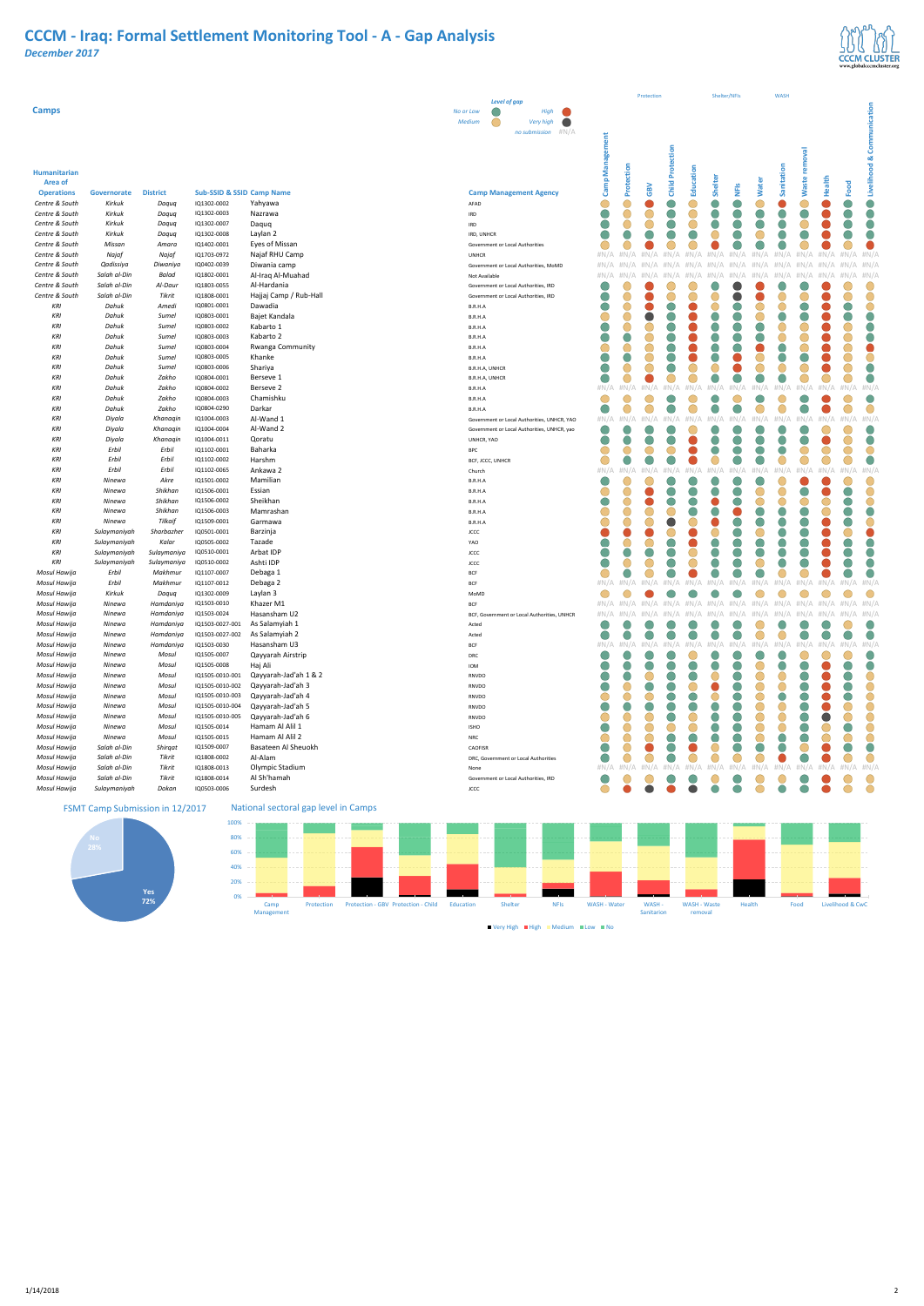# CCCM - Iraq: Formal Settlement Monitoring Tool - A - Gap Analysis

*December 2017*

## Camps

*Level of gap*: No or Low · Medium · High · Very high · no submission #N/A

Protection · Shelter/NFIs · WASH

| Humanitarian Area of Operations | Governorate | District | Sub-SSID & SSID | Camp Name | Camp Management Agency | Camp Management | Protection | GBV | Child Protection | Education | Shelter | NFIs | Water | Sanitation | Waste removal | Health | Food | Livelihood & Communication |
|---|---|---|---|---|---|---|---|---|---|---|---|---|---|---|---|---|---|---|
| Centre & South | Kirkuk | Daquq | IQ1302-0002 | Yahyawa | AFAD | | | | | | | | | | | | | |
| Centre & South | Kirkuk | Daquq | IQ1302-0003 | Nazrawa | IRD | | | | | | | | | | | | | |
| Centre & South | Kirkuk | Daquq | IQ1302-0007 | Daquq | IRD | | | | | | | | | | | | | |
| Centre & South | Kirkuk | Daquq | IQ1302-0008 | Laylan 2 | IRD, UNHCR | | | | | | | | | | | | | |
| Centre & South | Missan | Amara | IQ1402-0001 | Eyes of Missan | Government or Local Authorities | | | | | | | | | | | | | |
| Centre & South | Najaf | Najaf | IQ1703-0972 | Najaf RHU Camp | UNHCR | #N/A | #N/A | #N/A | #N/A | #N/A | #N/A | #N/A | #N/A | #N/A | #N/A | #N/A | #N/A | #N/A |
| Centre & South | Qadissiya | Diwaniya | IQ0402-0039 | Diwania camp | Government or Local Authorities, MoMD | #N/A | #N/A | #N/A | #N/A | #N/A | #N/A | #N/A | #N/A | #N/A | #N/A | #N/A | #N/A | #N/A |
| Centre & South | Salah al-Din | Balad | IQ1802-0001 | Al-Iraq Al-Muahad | Not Available | #N/A | #N/A | #N/A | #N/A | #N/A | #N/A | #N/A | #N/A | #N/A | #N/A | #N/A | #N/A | #N/A |
| Centre & South | Salah al-Din | Al-Daur | IQ1803-0055 | Al-Hardania | Government or Local Authorities, IRD | | | | | | | | | | | | | |
| Centre & South | Salah al-Din | Tikrit | IQ1808-0001 | Hajjaj Camp / Rub-Hall | Government or Local Authorities, IRD | | | | | | | | | | | | | |
| KRI | Dahuk | Amedi | IQ0801-0001 | Dawadia | B.R.H.A | | | | | | | | | | | | | |
| KRI | Dahuk | Sumel | IQ0803-0001 | Bajet Kandala | B.R.H.A | | | | | | | | | | | | | |
| KRI | Dahuk | Sumel | IQ0803-0002 | Kabarto 1 | B.R.H.A | | | | | | | | | | | | | |
| KRI | Dahuk | Sumel | IQ0803-0003 | Kabarto 2 | B.R.H.A | | | | | | | | | | | | | |
| KRI | Dahuk | Sumel | IQ0803-0004 | Rwanga Community | B.R.H.A | | | | | | | | | | | | | |
| KRI | Dahuk | Sumel | IQ0803-0005 | Khanke | B.R.H.A | | | | | | | | | | | | | |
| KRI | Dahuk | Sumel | IQ0803-0006 | Shariya | B.R.H.A, UNHCR | | | | | | | | | | | | | |
| KRI | Dahuk | Zakho | IQ0804-0001 | Berseve 1 | B.R.H.A, UNHCR | | | | | | | | | | | | | |
| KRI | Dahuk | Zakho | IQ0804-0002 | Berseve 2 | B.R.H.A | #N/A | #N/A | #N/A | #N/A | #N/A | #N/A | #N/A | #N/A | #N/A | #N/A | #N/A | #N/A | #N/A |
| KRI | Dahuk | Zakho | IQ0804-0003 | Chamishku | B.R.H.A | | | | | | | | | | | | | |
| KRI | Dahuk | Zakho | IQ0804-0290 | Darkar | B.R.H.A | | | | | | | | | | | | | |
| KRI | Diyala | Khanaqin | IQ1004-0003 | Al-Wand 1 | Government or Local Authorities, UNHCR, YAO | #N/A | #N/A | #N/A | #N/A | #N/A | #N/A | #N/A | #N/A | #N/A | #N/A | #N/A | #N/A | #N/A |
| KRI | Diyala | Khanaqin | IQ1004-0004 | Al-Wand 2 | Government or Local Authorities, UNHCR, yao | | | | | | | | | | | | | |
| KRI | Diyala | Khanaqin | IQ1004-0011 | Qoratu | UNHCR, YAO | | | | | | | | | | | | | |
| KRI | Erbil | Erbil | IQ1102-0001 | Baharka | BPC | | | | | | | | | | | | | |
| KRI | Erbil | Erbil | IQ1102-0002 | Harshm | BCF, JCCC, UNHCR | | | | | | | | | | | | | |
| KRI | Erbil | Erbil | IQ1102-0065 | Ankawa 2 | Church | #N/A | #N/A | #N/A | #N/A | #N/A | #N/A | #N/A | #N/A | #N/A | #N/A | #N/A | #N/A | #N/A |
| KRI | Ninewa | Akre | IQ1501-0002 | Mamilian | B.R.H.A | | | | | | | | | | | | | |
| KRI | Ninewa | Shikhan | IQ1506-0001 | Essian | B.R.H.A | | | | | | | | | | | | | |
| KRI | Ninewa | Shikhan | IQ1506-0002 | Sheikhan | B.R.H.A | | | | | | | | | | | | | |
| KRI | Ninewa | Shikhan | IQ1506-0003 | Mamrashan | B.R.H.A | | | | | | | | | | | | | |
| KRI | Ninewa | Tilkaif | IQ1509-0001 | Garmawa | B.R.H.A | | | | | | | | | | | | | |
| KRI | Sulaymaniyah | Sharbazher | IQ0501-0001 | Barzinja | JCCC | | | | | | | | | | | | | |
| KRI | Sulaymaniyah | Kalar | IQ0505-0002 | Tazade | YAO | | | | | | | | | | | | | |
| KRI | Sulaymaniyah | Sulaymaniya | IQ0510-0001 | Arbat IDP | JCCC | | | | | | | | | | | | | |
| KRI | Sulaymaniyah | Sulaymaniya | IQ0510-0002 | Ashti IDP | JCCC | | | | | | | | | | | | | |
| Mosul Hawija | Erbil | Makhmur | IQ1107-0007 | Debaga 1 | BCF | | | | | | | | | | | | | |
| Mosul Hawija | Erbil | Makhmur | IQ1107-0012 | Debaga 2 | BCF | #N/A | #N/A | #N/A | #N/A | #N/A | #N/A | #N/A | #N/A | #N/A | #N/A | #N/A | #N/A | #N/A |
| Mosul Hawija | Kirkuk | Daquq | IQ1302-0009 | Laylan 3 | MoMD | | | | | | | | | | | | | |
| Mosul Hawija | Ninewa | Hamdaniya | IQ1503-0010 | Khazer M1 | BCF | #N/A | #N/A | #N/A | #N/A | #N/A | #N/A | #N/A | #N/A | #N/A | #N/A | #N/A | #N/A | #N/A |
| Mosul Hawija | Ninewa | Hamdaniya | IQ1503-0024 | Hasansham U2 | BCF, Government or Local Authorities, UNHCR | #N/A | #N/A | #N/A | #N/A | #N/A | #N/A | #N/A | #N/A | #N/A | #N/A | #N/A | #N/A | #N/A |
| Mosul Hawija | Ninewa | Hamdaniya | IQ1503-0027-001 | As Salamyiah 1 | Acted | | | | | | | | | | | | | |
| Mosul Hawija | Ninewa | Hamdaniya | IQ1503-0027-002 | As Salamyiah 2 | Acted | | | | | | | | | | | | | |
| Mosul Hawija | Ninewa | Hamdaniya | IQ1503-0030 | Hasansham U3 | BCF | #N/A | #N/A | #N/A | #N/A | #N/A | #N/A | #N/A | #N/A | #N/A | #N/A | #N/A | #N/A | #N/A |
| Mosul Hawija | Ninewa | Mosul | IQ1505-0007 | Qayyarah Airstrip | DRC | | | | | | | | | | | | | |
| Mosul Hawija | Ninewa | Mosul | IQ1505-0008 | Haj Ali | IOM | | | | | | | | | | | | | |
| Mosul Hawija | Ninewa | Mosul | IQ1505-0010-001 | Qayyarah-Jad'ah 1 & 2 | RNVDO | | | | | | | | | | | | | |
| Mosul Hawija | Ninewa | Mosul | IQ1505-0010-002 | Qayyarah-Jad'ah 3 | RNVDO | | | | | | | | | | | | | |
| Mosul Hawija | Ninewa | Mosul | IQ1505-0010-003 | Qayyarah-Jad'ah 4 | RNVDO | | | | | | | | | | | | | |
| Mosul Hawija | Ninewa | Mosul | IQ1505-0010-004 | Qayyarah-Jad'ah 5 | RNVDO | | | | | | | | | | | | | |
| Mosul Hawija | Ninewa | Mosul | IQ1505-0010-005 | Qayyarah-Jad'ah 6 | RNVDO | | | | | | | | | | | | | |
| Mosul Hawija | Ninewa | Mosul | IQ1505-0014 | Hamam Al Alil 1 | ISHO | | | | | | | | | | | | | |
| Mosul Hawija | Ninewa | Mosul | IQ1505-0015 | Hamam Al Alil 2 | NRC | | | | | | | | | | | | | |
| Mosul Hawija | Salah al-Din | Shirqat | IQ1509-0007 | Basateen Al Sheuokh | CAOFISR | | | | | | | | | | | | | |
| Mosul Hawija | Salah al-Din | Tikrit | IQ1808-0002 | Al-Alam | DRC, Government or Local Authorities | | | | | | | | | | | | | |
| Mosul Hawija | Salah al-Din | Tikrit | IQ1808-0013 | Olympic Stadium | None | #N/A | #N/A | #N/A | #N/A | #N/A | #N/A | #N/A | #N/A | #N/A | #N/A | #N/A | #N/A | #N/A |
| Mosul Hawija | Salah al-Din | Tikrit | IQ1808-0014 | Al Sh'hamah | Government or Local Authorities, IRD | | | | | | | | | | | | | |
| Mosul Hawija | Sulaymaniyah | Dokan | IQ0503-0006 | Surdesh | JCCC | | | | | | | | | | | | | |

### FSMT Camp Submission in 12/2017

No 28%

Yes 72%

### National sectoral gap level in Camps

100% 80% 60% 40% 20% 0%

Camp Management · Protection · Protection - GBV · Protection - Child · Education · Shelter · NFIs · WASH - Water · WASH - Sanitation · WASH - Waste removal · Health · Food · Livelihood & CwC

Very High · High · Medium · Low · No